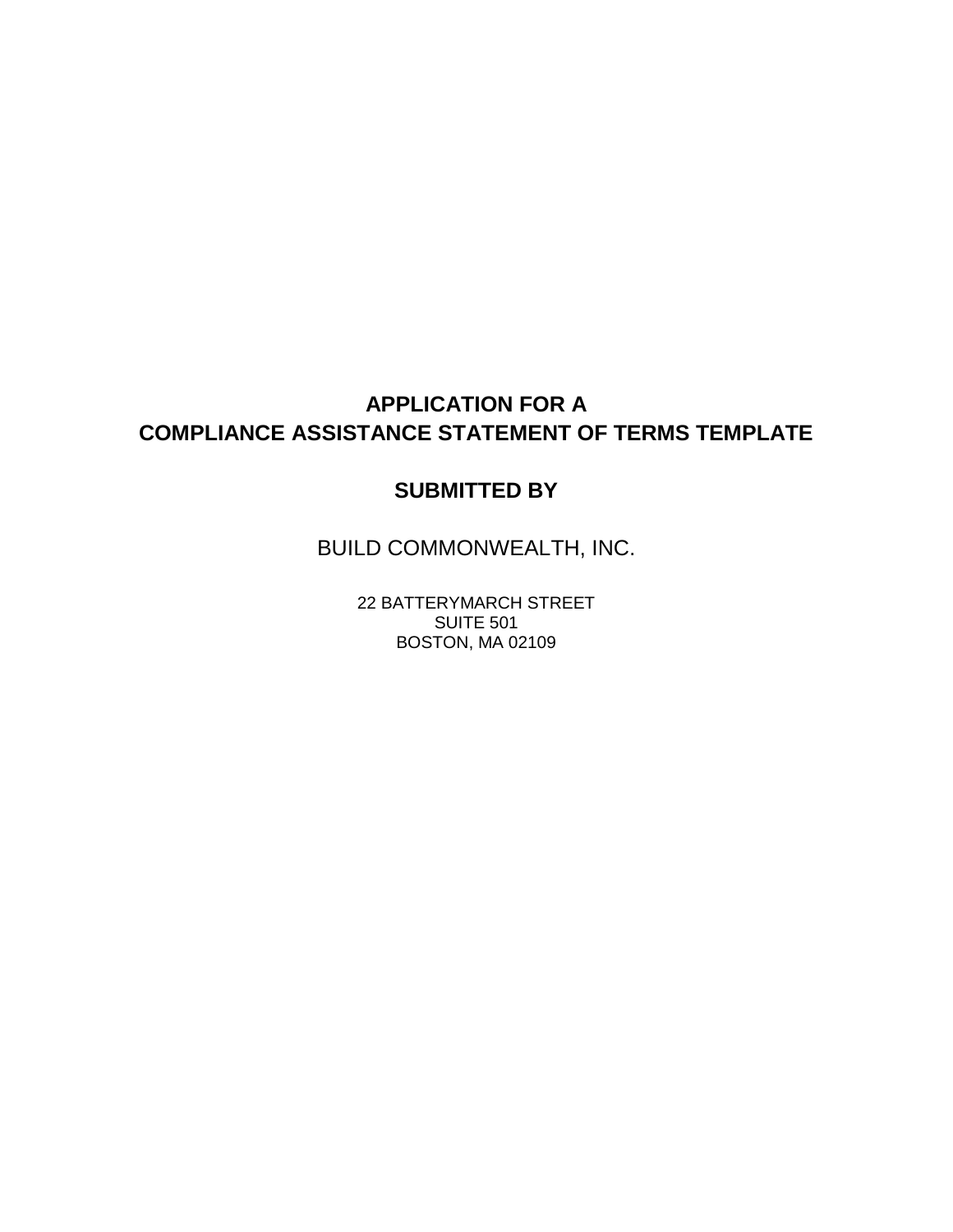# APPLICATION FOR A
# COMPLIANCE ASSISTANCE STATEMENT OF TERMS TEMPLATE

## SUBMITTED BY

BUILD COMMONWEALTH, INC.

22 BATTERYMARCH STREET
SUITE 501
BOSTON, MA 02109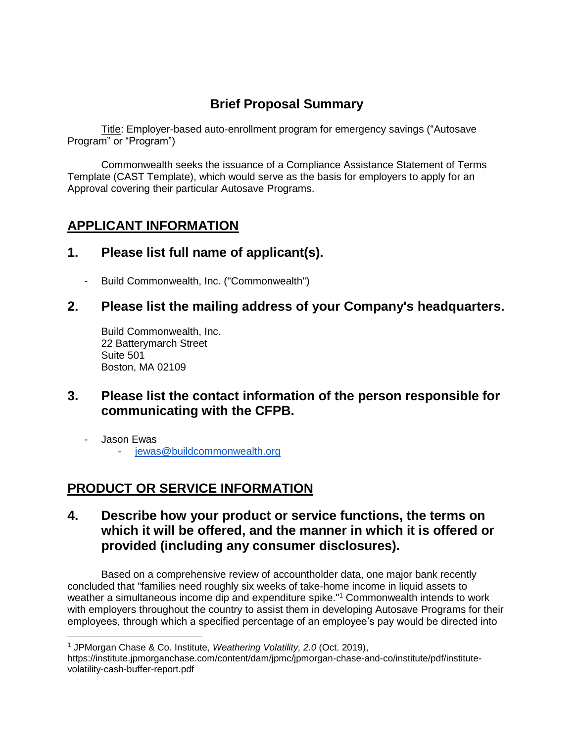# Brief Proposal Summary

Title: Employer-based auto-enrollment program for emergency savings ("Autosave Program" or "Program")

Commonwealth seeks the issuance of a Compliance Assistance Statement of Terms Template (CAST Template), which would serve as the basis for employers to apply for an Approval covering their particular Autosave Programs.

## APPLICANT INFORMATION

### 1. Please list full name of applicant(s).

- Build Commonwealth, Inc. ("Commonwealth")

### 2. Please list the mailing address of your Company's headquarters.

Build Commonwealth, Inc.
22 Batterymarch Street
Suite 501
Boston, MA 02109

### 3. Please list the contact information of the person responsible for communicating with the CFPB.

- Jason Ewas
  - jewas@buildcommonwealth.org

## PRODUCT OR SERVICE INFORMATION

### 4. Describe how your product or service functions, the terms on which it will be offered, and the manner in which it is offered or provided (including any consumer disclosures).

Based on a comprehensive review of accountholder data, one major bank recently concluded that "families need roughly six weeks of take-home income in liquid assets to weather a simultaneous income dip and expenditure spike."[1] Commonwealth intends to work with employers throughout the country to assist them in developing Autosave Programs for their employees, through which a specified percentage of an employee's pay would be directed into

[1] JPMorgan Chase & Co. Institute, *Weathering Volatility, 2.0* (Oct. 2019), https://institute.jpmorganchase.com/content/dam/jpmc/jpmorgan-chase-and-co/institute/pdf/institute-volatility-cash-buffer-report.pdf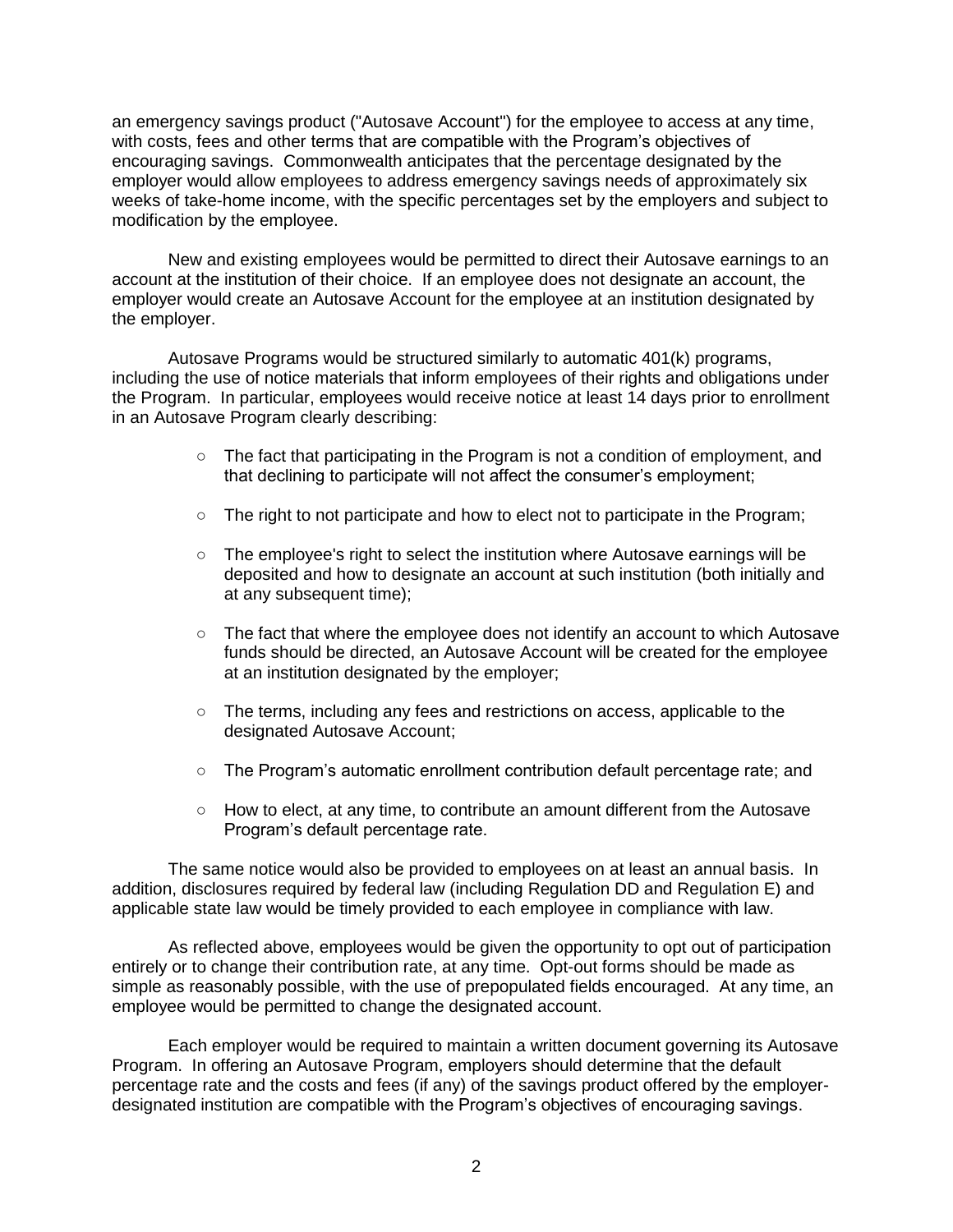an emergency savings product ("Autosave Account") for the employee to access at any time, with costs, fees and other terms that are compatible with the Program's objectives of encouraging savings. Commonwealth anticipates that the percentage designated by the employer would allow employees to address emergency savings needs of approximately six weeks of take-home income, with the specific percentages set by the employers and subject to modification by the employee.

New and existing employees would be permitted to direct their Autosave earnings to an account at the institution of their choice. If an employee does not designate an account, the employer would create an Autosave Account for the employee at an institution designated by the employer.

Autosave Programs would be structured similarly to automatic 401(k) programs, including the use of notice materials that inform employees of their rights and obligations under the Program. In particular, employees would receive notice at least 14 days prior to enrollment in an Autosave Program clearly describing:

- The fact that participating in the Program is not a condition of employment, and that declining to participate will not affect the consumer's employment;
- The right to not participate and how to elect not to participate in the Program;
- The employee's right to select the institution where Autosave earnings will be deposited and how to designate an account at such institution (both initially and at any subsequent time);
- The fact that where the employee does not identify an account to which Autosave funds should be directed, an Autosave Account will be created for the employee at an institution designated by the employer;
- The terms, including any fees and restrictions on access, applicable to the designated Autosave Account;
- The Program's automatic enrollment contribution default percentage rate; and
- How to elect, at any time, to contribute an amount different from the Autosave Program's default percentage rate.

The same notice would also be provided to employees on at least an annual basis. In addition, disclosures required by federal law (including Regulation DD and Regulation E) and applicable state law would be timely provided to each employee in compliance with law.

As reflected above, employees would be given the opportunity to opt out of participation entirely or to change their contribution rate, at any time. Opt-out forms should be made as simple as reasonably possible, with the use of prepopulated fields encouraged. At any time, an employee would be permitted to change the designated account.

Each employer would be required to maintain a written document governing its Autosave Program. In offering an Autosave Program, employers should determine that the default percentage rate and the costs and fees (if any) of the savings product offered by the employer-designated institution are compatible with the Program's objectives of encouraging savings.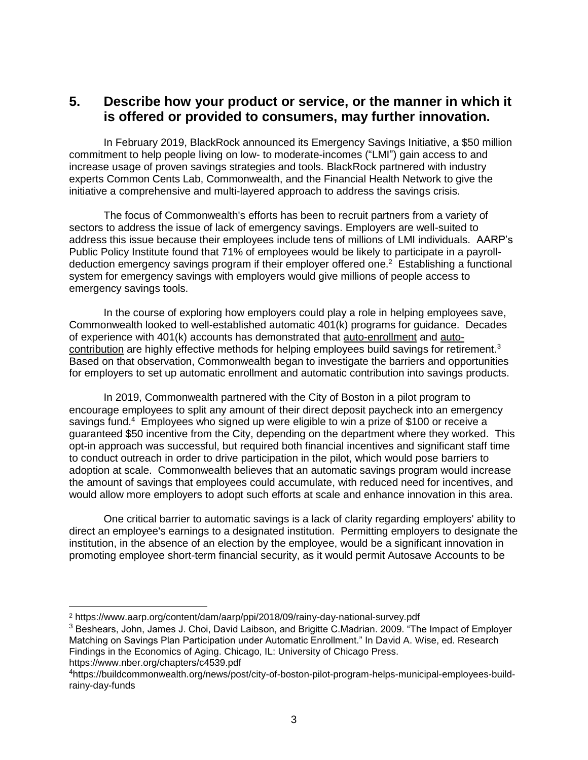## 5. Describe how your product or service, or the manner in which it is offered or provided to consumers, may further innovation.

In February 2019, BlackRock announced its Emergency Savings Initiative, a $50 million commitment to help people living on low- to moderate-incomes ("LMI") gain access to and increase usage of proven savings strategies and tools. BlackRock partnered with industry experts Common Cents Lab, Commonwealth, and the Financial Health Network to give the initiative a comprehensive and multi-layered approach to address the savings crisis.

The focus of Commonwealth's efforts has been to recruit partners from a variety of sectors to address the issue of lack of emergency savings. Employers are well-suited to address this issue because their employees include tens of millions of LMI individuals. AARP's Public Policy Institute found that 71% of employees would be likely to participate in a payroll-deduction emergency savings program if their employer offered one.[2] Establishing a functional system for emergency savings with employers would give millions of people access to emergency savings tools.

In the course of exploring how employers could play a role in helping employees save, Commonwealth looked to well-established automatic 401(k) programs for guidance. Decades of experience with 401(k) accounts has demonstrated that auto-enrollment and auto-contribution are highly effective methods for helping employees build savings for retirement.[3] Based on that observation, Commonwealth began to investigate the barriers and opportunities for employers to set up automatic enrollment and automatic contribution into savings products.

In 2019, Commonwealth partnered with the City of Boston in a pilot program to encourage employees to split any amount of their direct deposit paycheck into an emergency savings fund.[4] Employees who signed up were eligible to win a prize of $100 or receive a guaranteed $50 incentive from the City, depending on the department where they worked. This opt-in approach was successful, but required both financial incentives and significant staff time to conduct outreach in order to drive participation in the pilot, which would pose barriers to adoption at scale. Commonwealth believes that an automatic savings program would increase the amount of savings that employees could accumulate, with reduced need for incentives, and would allow more employers to adopt such efforts at scale and enhance innovation in this area.

One critical barrier to automatic savings is a lack of clarity regarding employers' ability to direct an employee's earnings to a designated institution. Permitting employers to designate the institution, in the absence of an election by the employee, would be a significant innovation in promoting employee short-term financial security, as it would permit Autosave Accounts to be

---

[2] https://www.aarp.org/content/dam/aarp/ppi/2018/09/rainy-day-national-survey.pdf

[3] Beshears, John, James J. Choi, David Laibson, and Brigitte C.Madrian. 2009. "The Impact of Employer Matching on Savings Plan Participation under Automatic Enrollment." In David A. Wise, ed. Research Findings in the Economics of Aging. Chicago, IL: University of Chicago Press. https://www.nber.org/chapters/c4539.pdf

[4] https://buildcommonwealth.org/news/post/city-of-boston-pilot-program-helps-municipal-employees-build-rainy-day-funds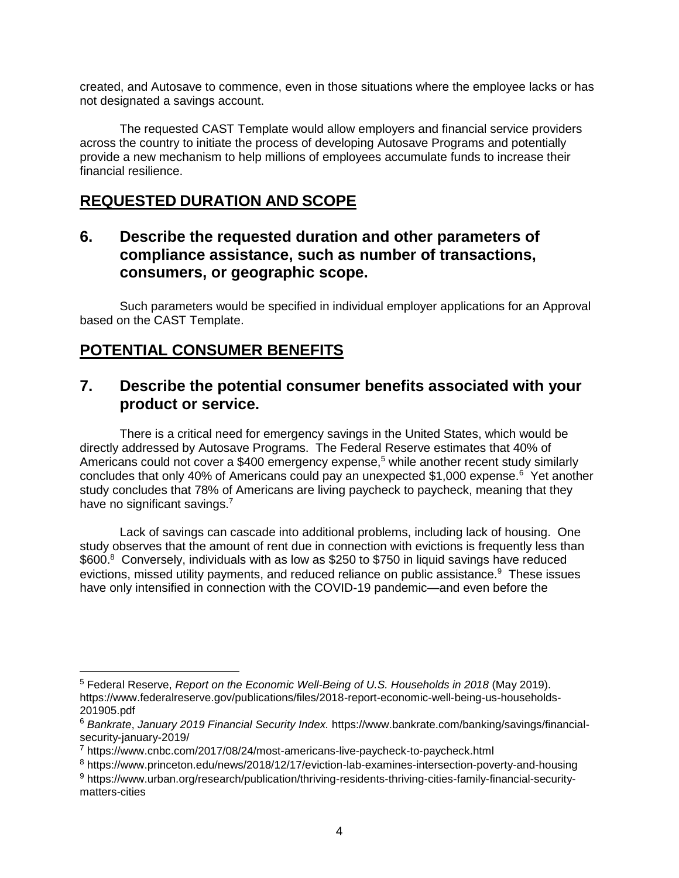created, and Autosave to commence, even in those situations where the employee lacks or has not designated a savings account.

The requested CAST Template would allow employers and financial service providers across the country to initiate the process of developing Autosave Programs and potentially provide a new mechanism to help millions of employees accumulate funds to increase their financial resilience.

## REQUESTED DURATION AND SCOPE

### 6. Describe the requested duration and other parameters of compliance assistance, such as number of transactions, consumers, or geographic scope.

Such parameters would be specified in individual employer applications for an Approval based on the CAST Template.

## POTENTIAL CONSUMER BENEFITS

### 7. Describe the potential consumer benefits associated with your product or service.

There is a critical need for emergency savings in the United States, which would be directly addressed by Autosave Programs. The Federal Reserve estimates that 40% of Americans could not cover a $400 emergency expense,[5] while another recent study similarly concludes that only 40% of Americans could pay an unexpected $1,000 expense.[6] Yet another study concludes that 78% of Americans are living paycheck to paycheck, meaning that they have no significant savings.[7]

Lack of savings can cascade into additional problems, including lack of housing. One study observes that the amount of rent due in connection with evictions is frequently less than $600.[8] Conversely, individuals with as low as $250 to $750 in liquid savings have reduced evictions, missed utility payments, and reduced reliance on public assistance.[9] These issues have only intensified in connection with the COVID-19 pandemic—and even before the

---

[5] Federal Reserve, *Report on the Economic Well-Being of U.S. Households in 2018* (May 2019). https://www.federalreserve.gov/publications/files/2018-report-economic-well-being-us-households-201905.pdf

[6] *Bankrate*, *January 2019 Financial Security Index.* https://www.bankrate.com/banking/savings/financial-security-january-2019/

[7] https://www.cnbc.com/2017/08/24/most-americans-live-paycheck-to-paycheck.html

[8] https://www.princeton.edu/news/2018/12/17/eviction-lab-examines-intersection-poverty-and-housing

[9] https://www.urban.org/research/publication/thriving-residents-thriving-cities-family-financial-security-matters-cities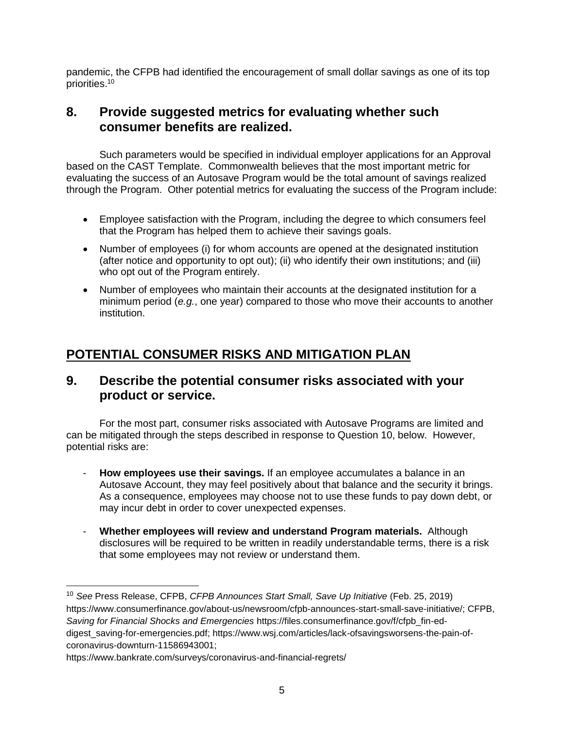pandemic, the CFPB had identified the encouragement of small dollar savings as one of its top priorities.[10]

## 8. Provide suggested metrics for evaluating whether such consumer benefits are realized.

Such parameters would be specified in individual employer applications for an Approval based on the CAST Template. Commonwealth believes that the most important metric for evaluating the success of an Autosave Program would be the total amount of savings realized through the Program. Other potential metrics for evaluating the success of the Program include:

- Employee satisfaction with the Program, including the degree to which consumers feel that the Program has helped them to achieve their savings goals.
- Number of employees (i) for whom accounts are opened at the designated institution (after notice and opportunity to opt out); (ii) who identify their own institutions; and (iii) who opt out of the Program entirely.
- Number of employees who maintain their accounts at the designated institution for a minimum period (*e.g.*, one year) compared to those who move their accounts to another institution.

# POTENTIAL CONSUMER RISKS AND MITIGATION PLAN

## 9. Describe the potential consumer risks associated with your product or service.

For the most part, consumer risks associated with Autosave Programs are limited and can be mitigated through the steps described in response to Question 10, below. However, potential risks are:

- **How employees use their savings.** If an employee accumulates a balance in an Autosave Account, they may feel positively about that balance and the security it brings. As a consequence, employees may choose not to use these funds to pay down debt, or may incur debt in order to cover unexpected expenses.
- **Whether employees will review and understand Program materials.** Although disclosures will be required to be written in readily understandable terms, there is a risk that some employees may not review or understand them.

---

[10] *See* Press Release, CFPB, *CFPB Announces Start Small, Save Up Initiative* (Feb. 25, 2019) https://www.consumerfinance.gov/about-us/newsroom/cfpb-announces-start-small-save-initiative/; CFPB, *Saving for Financial Shocks and Emergencies* https://files.consumerfinance.gov/f/cfpb_fin-ed-digest_saving-for-emergencies.pdf; https://www.wsj.com/articles/lack-ofsavingsworsens-the-pain-of-coronavirus-downturn-11586943001; https://www.bankrate.com/surveys/coronavirus-and-financial-regrets/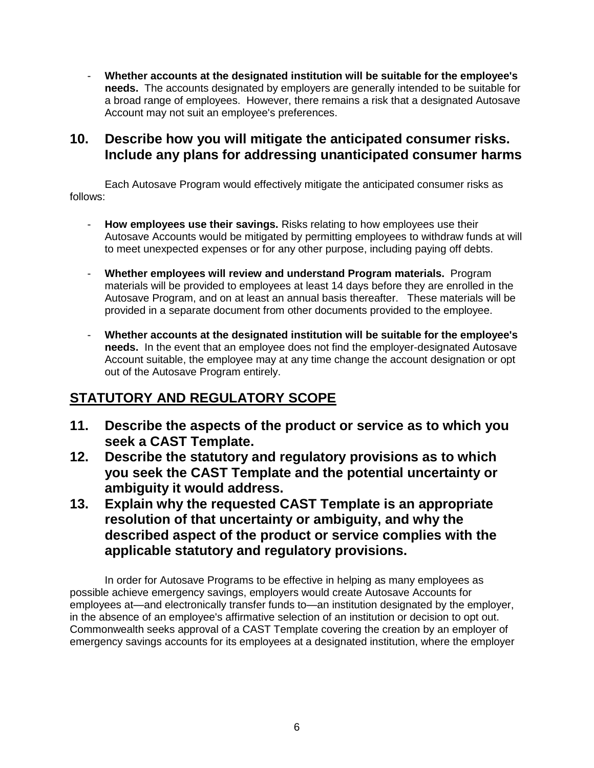- **Whether accounts at the designated institution will be suitable for the employee's needs.** The accounts designated by employers are generally intended to be suitable for a broad range of employees. However, there remains a risk that a designated Autosave Account may not suit an employee's preferences.

## 10. Describe how you will mitigate the anticipated consumer risks. Include any plans for addressing unanticipated consumer harms

Each Autosave Program would effectively mitigate the anticipated consumer risks as follows:

- **How employees use their savings.** Risks relating to how employees use their Autosave Accounts would be mitigated by permitting employees to withdraw funds at will to meet unexpected expenses or for any other purpose, including paying off debts.

- **Whether employees will review and understand Program materials.** Program materials will be provided to employees at least 14 days before they are enrolled in the Autosave Program, and on at least an annual basis thereafter. These materials will be provided in a separate document from other documents provided to the employee.

- **Whether accounts at the designated institution will be suitable for the employee's needs.** In the event that an employee does not find the employer-designated Autosave Account suitable, the employee may at any time change the account designation or opt out of the Autosave Program entirely.

# STATUTORY AND REGULATORY SCOPE

## 11. Describe the aspects of the product or service as to which you seek a CAST Template.

## 12. Describe the statutory and regulatory provisions as to which you seek the CAST Template and the potential uncertainty or ambiguity it would address.

## 13. Explain why the requested CAST Template is an appropriate resolution of that uncertainty or ambiguity, and why the described aspect of the product or service complies with the applicable statutory and regulatory provisions.

In order for Autosave Programs to be effective in helping as many employees as possible achieve emergency savings, employers would create Autosave Accounts for employees at—and electronically transfer funds to—an institution designated by the employer, in the absence of an employee's affirmative selection of an institution or decision to opt out. Commonwealth seeks approval of a CAST Template covering the creation by an employer of emergency savings accounts for its employees at a designated institution, where the employer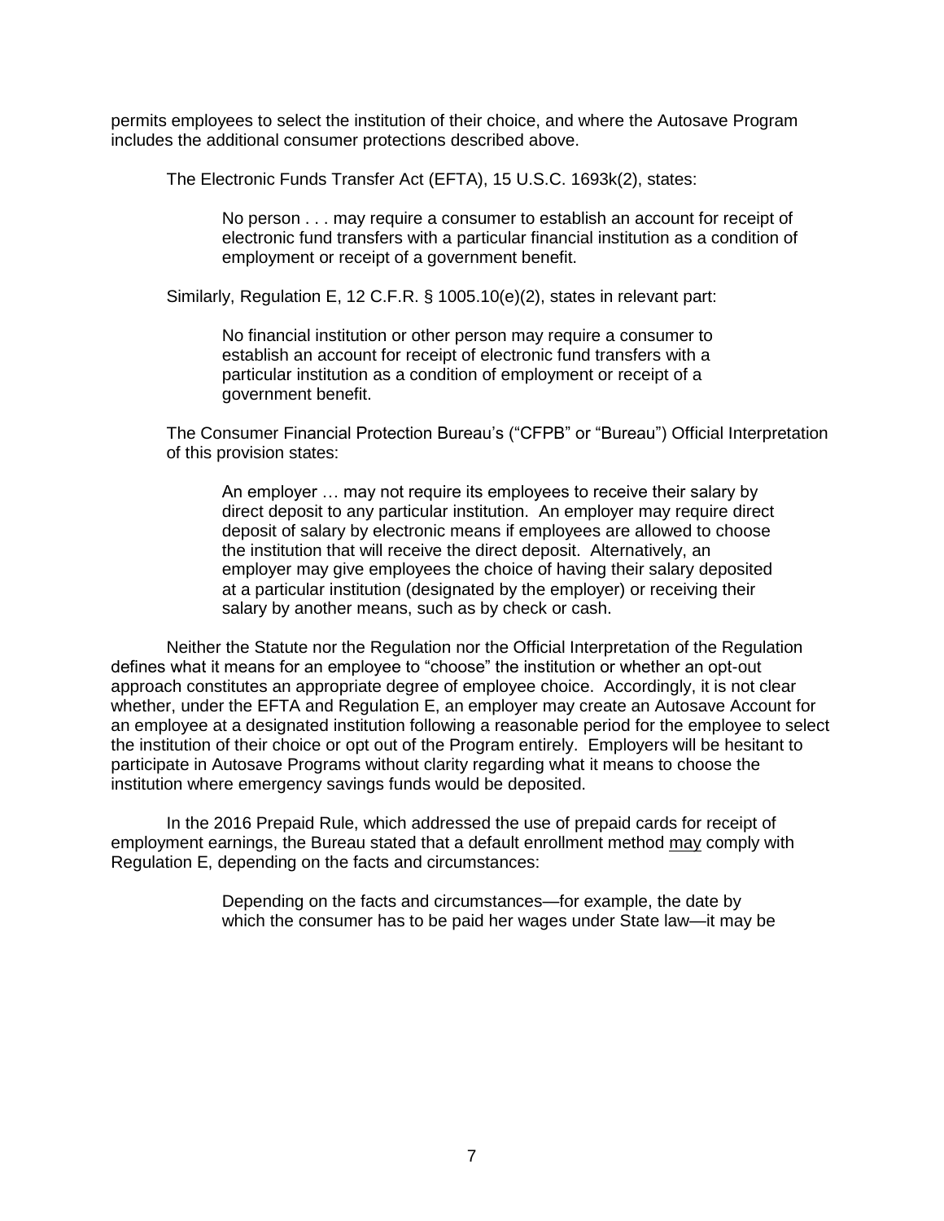permits employees to select the institution of their choice, and where the Autosave Program includes the additional consumer protections described above.

The Electronic Funds Transfer Act (EFTA), 15 U.S.C. 1693k(2), states:

> No person . . . may require a consumer to establish an account for receipt of electronic fund transfers with a particular financial institution as a condition of employment or receipt of a government benefit.

Similarly, Regulation E, 12 C.F.R. § 1005.10(e)(2), states in relevant part:

> No financial institution or other person may require a consumer to establish an account for receipt of electronic fund transfers with a particular institution as a condition of employment or receipt of a government benefit.

The Consumer Financial Protection Bureau's ("CFPB" or "Bureau") Official Interpretation of this provision states:

> An employer … may not require its employees to receive their salary by direct deposit to any particular institution. An employer may require direct deposit of salary by electronic means if employees are allowed to choose the institution that will receive the direct deposit. Alternatively, an employer may give employees the choice of having their salary deposited at a particular institution (designated by the employer) or receiving their salary by another means, such as by check or cash.

Neither the Statute nor the Regulation nor the Official Interpretation of the Regulation defines what it means for an employee to "choose" the institution or whether an opt-out approach constitutes an appropriate degree of employee choice. Accordingly, it is not clear whether, under the EFTA and Regulation E, an employer may create an Autosave Account for an employee at a designated institution following a reasonable period for the employee to select the institution of their choice or opt out of the Program entirely. Employers will be hesitant to participate in Autosave Programs without clarity regarding what it means to choose the institution where emergency savings funds would be deposited.

In the 2016 Prepaid Rule, which addressed the use of prepaid cards for receipt of employment earnings, the Bureau stated that a default enrollment method may comply with Regulation E, depending on the facts and circumstances:

> Depending on the facts and circumstances—for example, the date by which the consumer has to be paid her wages under State law—it may be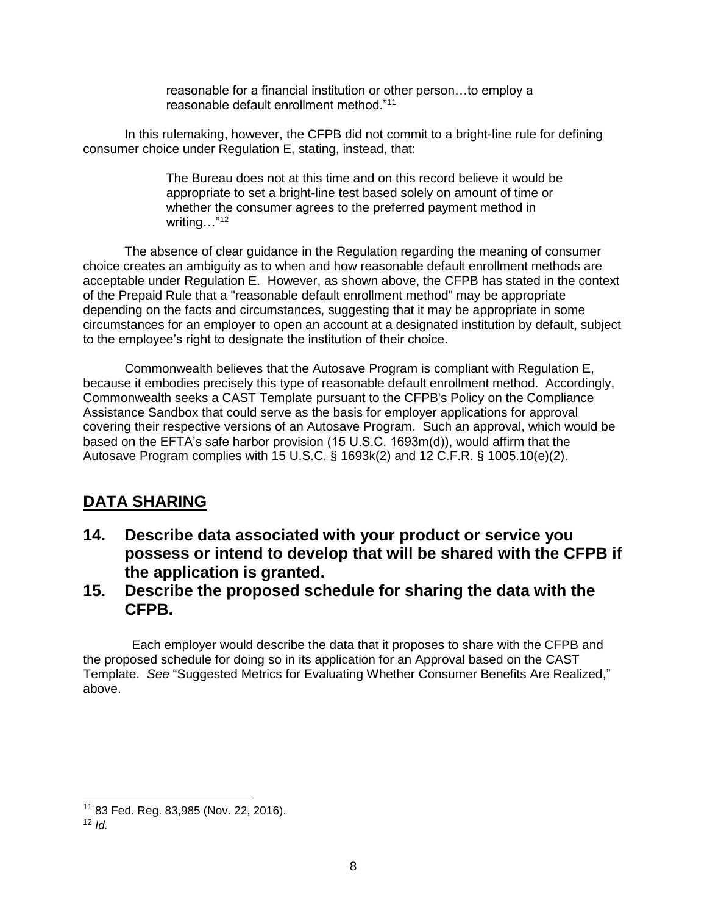> reasonable for a financial institution or other person…to employ a reasonable default enrollment method."[11]

In this rulemaking, however, the CFPB did not commit to a bright-line rule for defining consumer choice under Regulation E, stating, instead, that:

> The Bureau does not at this time and on this record believe it would be appropriate to set a bright-line test based solely on amount of time or whether the consumer agrees to the preferred payment method in writing…"[12]

The absence of clear guidance in the Regulation regarding the meaning of consumer choice creates an ambiguity as to when and how reasonable default enrollment methods are acceptable under Regulation E. However, as shown above, the CFPB has stated in the context of the Prepaid Rule that a "reasonable default enrollment method" may be appropriate depending on the facts and circumstances, suggesting that it may be appropriate in some circumstances for an employer to open an account at a designated institution by default, subject to the employee's right to designate the institution of their choice.

Commonwealth believes that the Autosave Program is compliant with Regulation E, because it embodies precisely this type of reasonable default enrollment method. Accordingly, Commonwealth seeks a CAST Template pursuant to the CFPB's Policy on the Compliance Assistance Sandbox that could serve as the basis for employer applications for approval covering their respective versions of an Autosave Program. Such an approval, which would be based on the EFTA's safe harbor provision (15 U.S.C. 1693m(d)), would affirm that the Autosave Program complies with 15 U.S.C. § 1693k(2) and 12 C.F.R. § 1005.10(e)(2).

## DATA SHARING

## 14. Describe data associated with your product or service you possess or intend to develop that will be shared with the CFPB if the application is granted.

## 15. Describe the proposed schedule for sharing the data with the CFPB.

Each employer would describe the data that it proposes to share with the CFPB and the proposed schedule for doing so in its application for an Approval based on the CAST Template. *See* "Suggested Metrics for Evaluating Whether Consumer Benefits Are Realized," above.

---

[11] 83 Fed. Reg. 83,985 (Nov. 22, 2016).

[12] *Id.*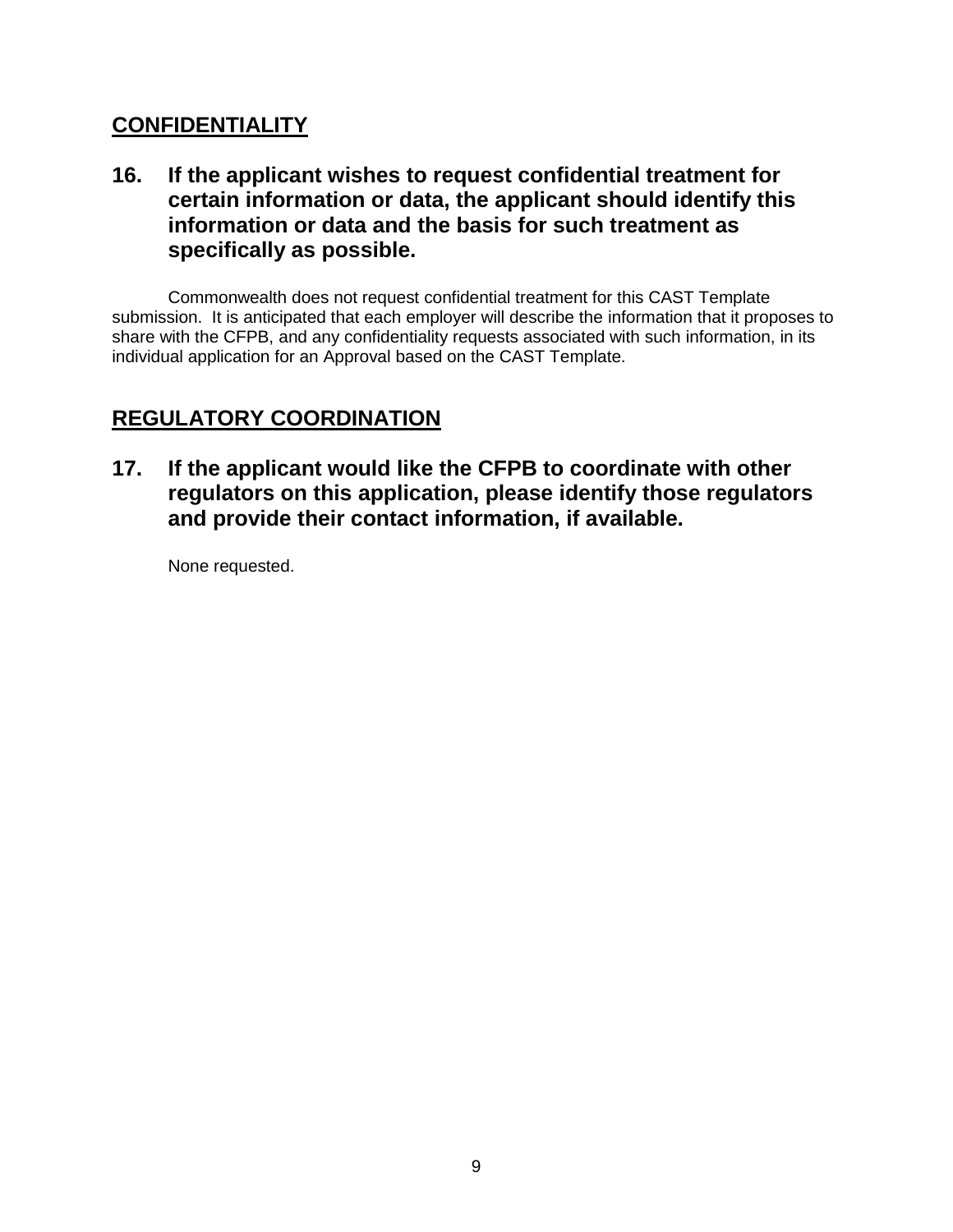## CONFIDENTIALITY

### 16. If the applicant wishes to request confidential treatment for certain information or data, the applicant should identify this information or data and the basis for such treatment as specifically as possible.

Commonwealth does not request confidential treatment for this CAST Template submission. It is anticipated that each employer will describe the information that it proposes to share with the CFPB, and any confidentiality requests associated with such information, in its individual application for an Approval based on the CAST Template.

## REGULATORY COORDINATION

### 17. If the applicant would like the CFPB to coordinate with other regulators on this application, please identify those regulators and provide their contact information, if available.

None requested.